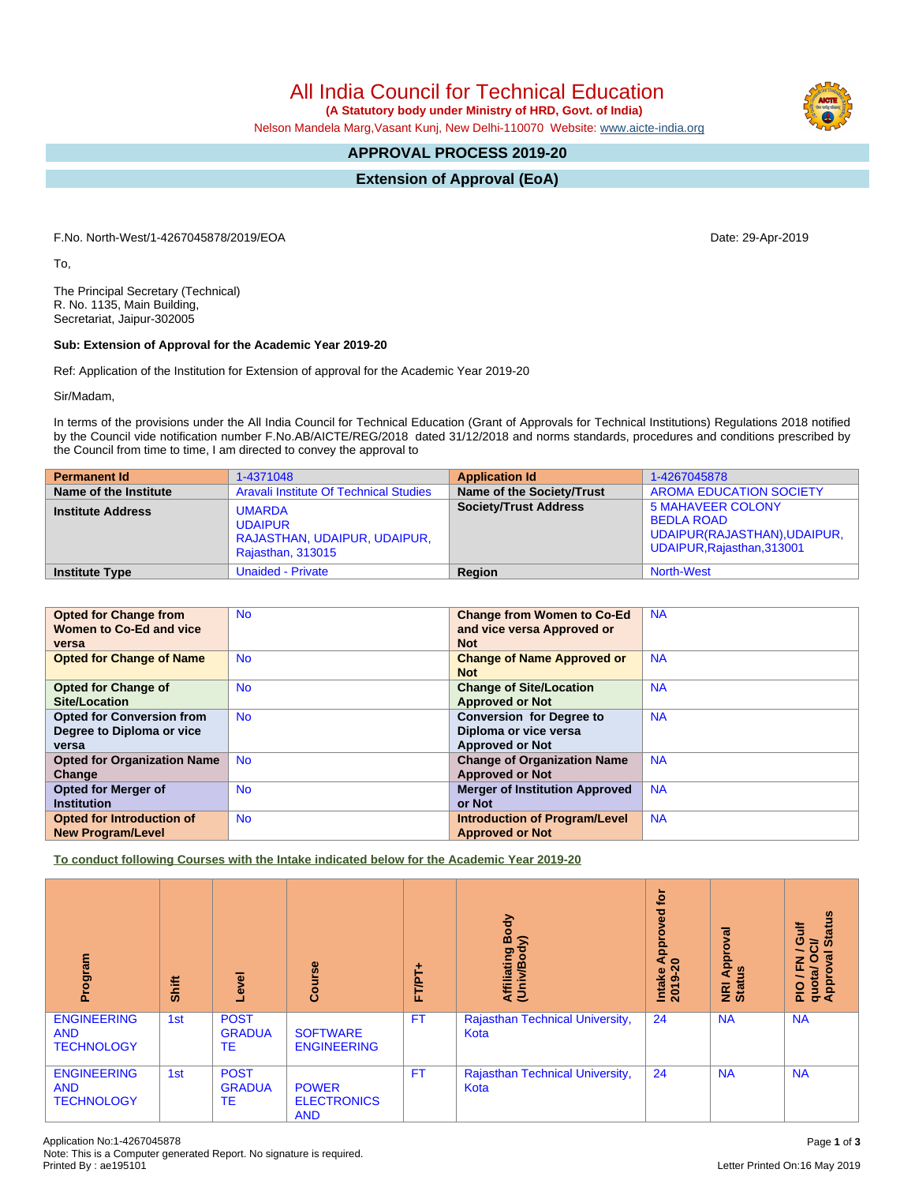# All India Council for Technical Education

**(A Statutory body under Ministry of HRD, Govt. of India)**

Nelson Mandela Marg,Vasant Kunj, New Delhi-110070 Website: www.aicte-india.org

## APPROVAL PROCESS 2019-20

## Extension of Approval (EoA)

F.No. North-West/1-4267045878/2019/EOA

Date: 29-Apr-2019

To,

The Principal Secretary (Technical)
R. No. 1135, Main Building,
Secretariat, Jaipur-302005

**Sub: Extension of Approval for the Academic Year 2019-20**

Ref: Application of the Institution for Extension of approval for the Academic Year 2019-20

Sir/Madam,

In terms of the provisions under the All India Council for Technical Education (Grant of Approvals for Technical Institutions) Regulations 2018 notified by the Council vide notification number F.No.AB/AICTE/REG/2018 dated 31/12/2018 and norms standards, procedures and conditions prescribed by the Council from time to time, I am directed to convey the approval to

| **Permanent Id** | 1-4371048 | **Application Id** | 1-4267045878 |
|---|---|---|---|
| **Name of the Institute** | Aravali Institute Of Technical Studies | **Name of the Society/Trust** | AROMA EDUCATION SOCIETY |
| **Institute Address** | UMARDA UDAIPUR RAJASTHAN, UDAIPUR, UDAIPUR, Rajasthan, 313015 | **Society/Trust Address** | 5 MAHAVEER COLONY BEDLA ROAD UDAIPUR(RAJASTHAN),UDAIPUR, UDAIPUR,Rajasthan,313001 |
| **Institute Type** | Unaided - Private | **Region** | North-West |

| | | | |
|---|---|---|---|
| **Opted for Change from Women to Co-Ed and vice versa** | No | **Change from Women to Co-Ed and vice versa Approved or Not** | NA |
| **Opted for Change of Name** | No | **Change of Name Approved or Not** | NA |
| **Opted for Change of Site/Location** | No | **Change of Site/Location Approved or Not** | NA |
| **Opted for Conversion from Degree to Diploma or vice versa** | No | **Conversion for Degree to Diploma or vice versa Approved or Not** | NA |
| **Opted for Organization Name Change** | No | **Change of Organization Name Approved or Not** | NA |
| **Opted for Merger of Institution** | No | **Merger of Institution Approved or Not** | NA |
| **Opted for Introduction of New Program/Level** | No | **Introduction of Program/Level Approved or Not** | NA |

**To conduct following Courses with the Intake indicated below for the Academic Year 2019-20**

| Program | Shift | Level | Course | FT/PT+ | Affiliating Body (Univ/Body) | Intake Approved for 2019-20 | NRI Approval Status | PIO / FN / Gulf quota/ OCI/ Approval Status |
|---|---|---|---|---|---|---|---|---|
| ENGINEERING AND TECHNOLOGY | 1st | POST GRADUATE | SOFTWARE ENGINEERING | FT | Rajasthan Technical University, Kota | 24 | NA | NA |
| ENGINEERING AND TECHNOLOGY | 1st | POST GRADUATE | POWER ELECTRONICS AND | FT | Rajasthan Technical University, Kota | 24 | NA | NA |

Application No:1-4267045878
Note: This is a Computer generated Report. No signature is required.
Printed By : ae195101

Letter Printed On:16 May 2019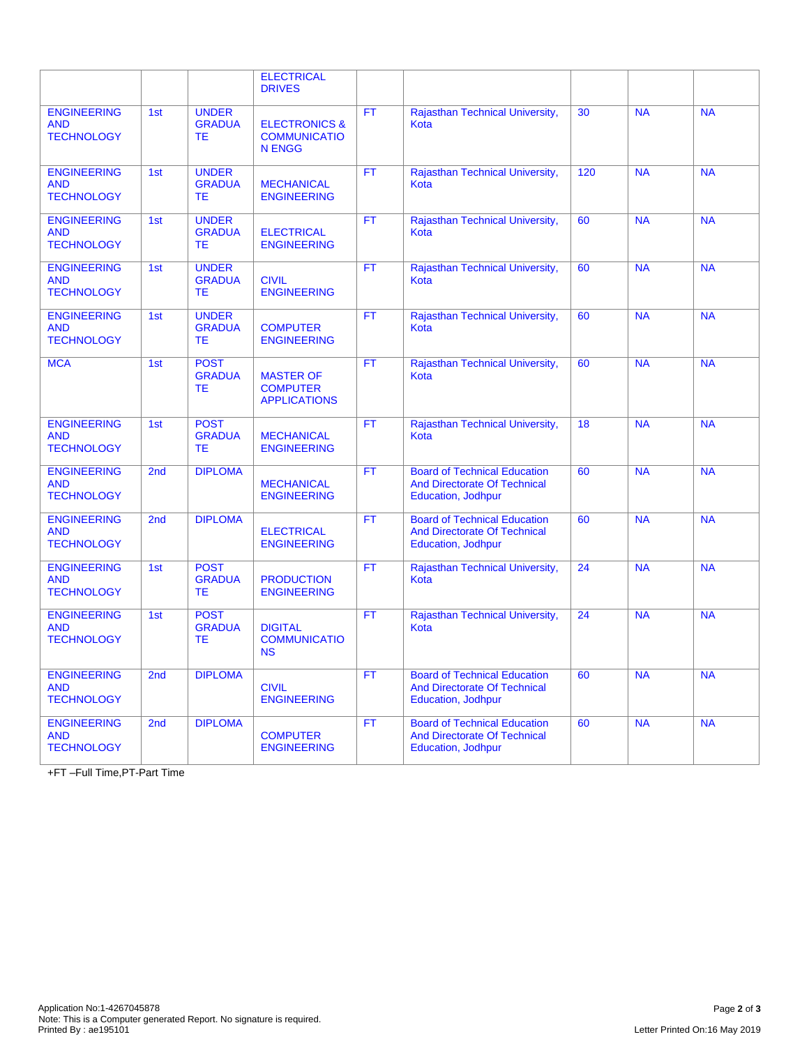|  |  |  | ELECTRICAL DRIVES |  |  |  |  |  |
|---|---|---|---|---|---|---|---|---|
| ENGINEERING AND TECHNOLOGY | 1st | UNDER GRADUATE | ELECTRONICS & COMMUNICATION ENGG | FT | Rajasthan Technical University, Kota | 30 | NA | NA |
| ENGINEERING AND TECHNOLOGY | 1st | UNDER GRADUATE | MECHANICAL ENGINEERING | FT | Rajasthan Technical University, Kota | 120 | NA | NA |
| ENGINEERING AND TECHNOLOGY | 1st | UNDER GRADUATE | ELECTRICAL ENGINEERING | FT | Rajasthan Technical University, Kota | 60 | NA | NA |
| ENGINEERING AND TECHNOLOGY | 1st | UNDER GRADUATE | CIVIL ENGINEERING | FT | Rajasthan Technical University, Kota | 60 | NA | NA |
| ENGINEERING AND TECHNOLOGY | 1st | UNDER GRADUATE | COMPUTER ENGINEERING | FT | Rajasthan Technical University, Kota | 60 | NA | NA |
| MCA | 1st | POST GRADUATE | MASTER OF COMPUTER APPLICATIONS | FT | Rajasthan Technical University, Kota | 60 | NA | NA |
| ENGINEERING AND TECHNOLOGY | 1st | POST GRADUATE | MECHANICAL ENGINEERING | FT | Rajasthan Technical University, Kota | 18 | NA | NA |
| ENGINEERING AND TECHNOLOGY | 2nd | DIPLOMA | MECHANICAL ENGINEERING | FT | Board of Technical Education And Directorate Of Technical Education, Jodhpur | 60 | NA | NA |
| ENGINEERING AND TECHNOLOGY | 2nd | DIPLOMA | ELECTRICAL ENGINEERING | FT | Board of Technical Education And Directorate Of Technical Education, Jodhpur | 60 | NA | NA |
| ENGINEERING AND TECHNOLOGY | 1st | POST GRADUATE | PRODUCTION ENGINEERING | FT | Rajasthan Technical University, Kota | 24 | NA | NA |
| ENGINEERING AND TECHNOLOGY | 1st | POST GRADUATE | DIGITAL COMMUNICATIONS | FT | Rajasthan Technical University, Kota | 24 | NA | NA |
| ENGINEERING AND TECHNOLOGY | 2nd | DIPLOMA | CIVIL ENGINEERING | FT | Board of Technical Education And Directorate Of Technical Education, Jodhpur | 60 | NA | NA |
| ENGINEERING AND TECHNOLOGY | 2nd | DIPLOMA | COMPUTER ENGINEERING | FT | Board of Technical Education And Directorate Of Technical Education, Jodhpur | 60 | NA | NA |

+FT –Full Time,PT-Part Time

Application No:1-4267045878
Note: This is a Computer generated Report. No signature is required.
Printed By : ae195101

Letter Printed On:16 May 2019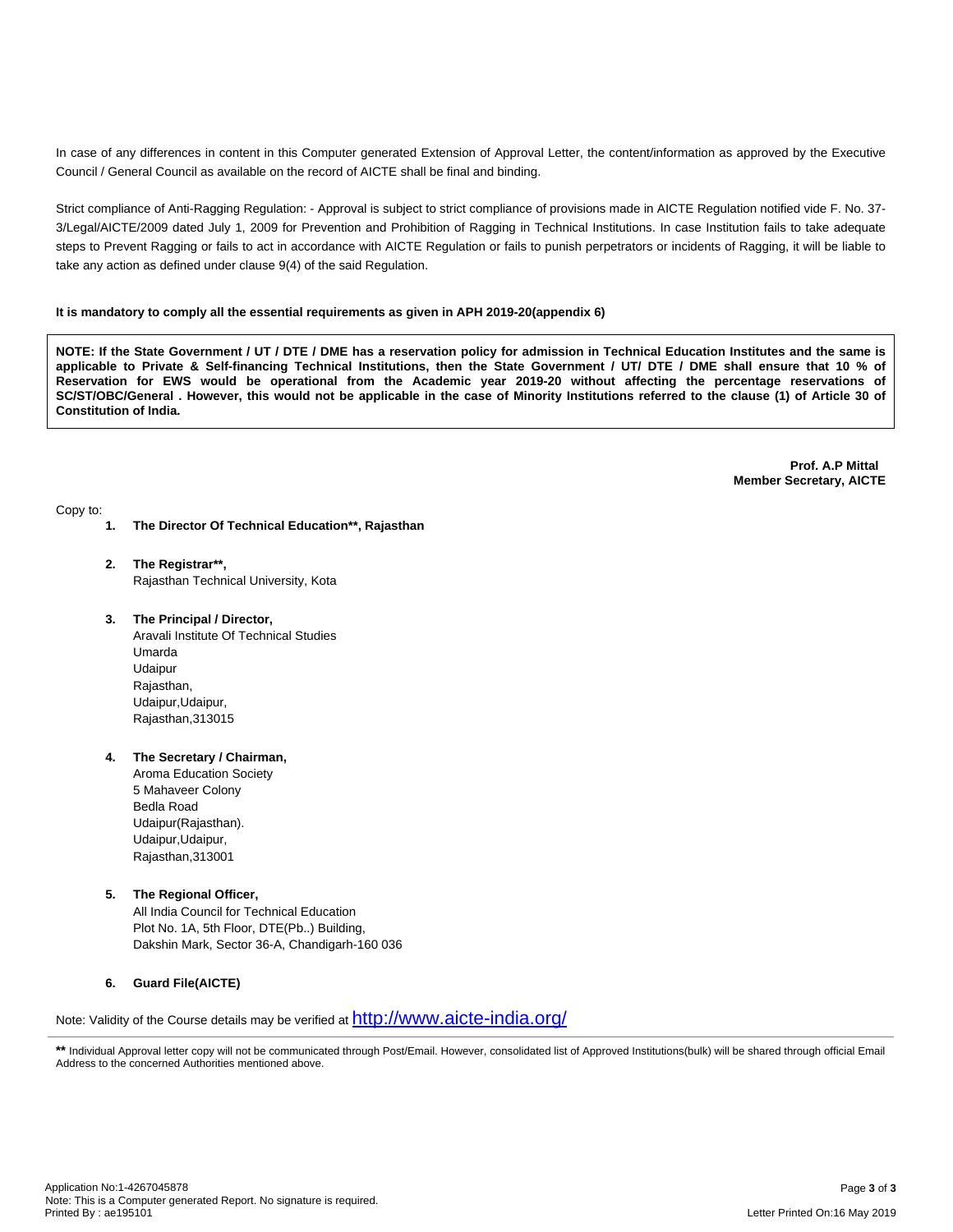In case of any differences in content in this Computer generated Extension of Approval Letter, the content/information as approved by the Executive Council / General Council as available on the record of AICTE shall be final and binding.

Strict compliance of Anti-Ragging Regulation: - Approval is subject to strict compliance of provisions made in AICTE Regulation notified vide F. No. 37-3/Legal/AICTE/2009 dated July 1, 2009 for Prevention and Prohibition of Ragging in Technical Institutions. In case Institution fails to take adequate steps to Prevent Ragging or fails to act in accordance with AICTE Regulation or fails to punish perpetrators or incidents of Ragging, it will be liable to take any action as defined under clause 9(4) of the said Regulation.

**It is mandatory to comply all the essential requirements as given in APH 2019-20(appendix 6)**

**NOTE: If the State Government / UT / DTE / DME has a reservation policy for admission in Technical Education Institutes and the same is applicable to Private & Self-financing Technical Institutions, then the State Government / UT/ DTE / DME shall ensure that 10 % of Reservation for EWS would be operational from the Academic year 2019-20 without affecting the percentage reservations of SC/ST/OBC/General . However, this would not be applicable in the case of Minority Institutions referred to the clause (1) of Article 30 of Constitution of India.**

**Prof. A.P Mittal**
**Member Secretary, AICTE**

Copy to:

1. **The Director Of Technical Education**, Rajasthan**
2. **The Registrar**,**
   Rajasthan Technical University, Kota
3. **The Principal / Director,**
   Aravali Institute Of Technical Studies
   Umarda
   Udaipur
   Rajasthan,
   Udaipur,Udaipur,
   Rajasthan,313015
4. **The Secretary / Chairman,**
   Aroma Education Society
   5 Mahaveer Colony
   Bedla Road
   Udaipur(Rajasthan).
   Udaipur,Udaipur,
   Rajasthan,313001
5. **The Regional Officer,**
   All India Council for Technical Education
   Plot No. 1A, 5th Floor, DTE(Pb..) Building,
   Dakshin Mark, Sector 36-A, Chandigarh-160 036
6. **Guard File(AICTE)**

Note: Validity of the Course details may be verified at http://www.aicte-india.org/

**\*\*** Individual Approval letter copy will not be communicated through Post/Email. However, consolidated list of Approved Institutions(bulk) will be shared through official Email Address to the concerned Authorities mentioned above.

Application No:1-4267045878
Note: This is a Computer generated Report. No signature is required.
Printed By : ae195101

Letter Printed On:16 May 2019